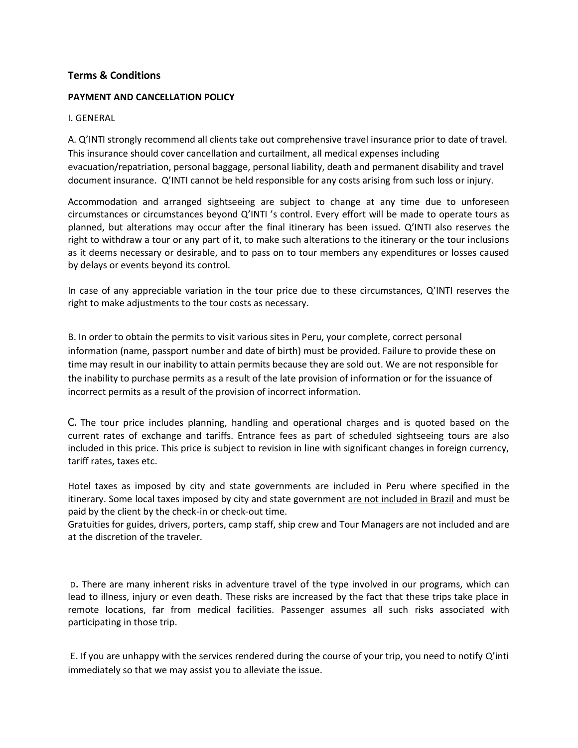## Terms & Conditions

**PAYMENT AND CANCELLATION POLICY**

I. GENERAL

A. Q'INTI strongly recommend all clients take out comprehensive travel insurance prior to date of travel. This insurance should cover cancellation and curtailment, all medical expenses including evacuation/repatriation, personal baggage, personal liability, death and permanent disability and travel document insurance. Q'INTI cannot be held responsible for any costs arising from such loss or injury.

Accommodation and arranged sightseeing are subject to change at any time due to unforeseen circumstances or circumstances beyond Q'INTI 's control. Every effort will be made to operate tours as planned, but alterations may occur after the final itinerary has been issued. Q'INTI also reserves the right to withdraw a tour or any part of it, to make such alterations to the itinerary or the tour inclusions as it deems necessary or desirable, and to pass on to tour members any expenditures or losses caused by delays or events beyond its control.

In case of any appreciable variation in the tour price due to these circumstances, Q'INTI reserves the right to make adjustments to the tour costs as necessary.

B. In order to obtain the permits to visit various sites in Peru, your complete, correct personal information (name, passport number and date of birth) must be provided. Failure to provide these on time may result in our inability to attain permits because they are sold out. We are not responsible for the inability to purchase permits as a result of the late provision of information or for the issuance of incorrect permits as a result of the provision of incorrect information.

C. The tour price includes planning, handling and operational charges and is quoted based on the current rates of exchange and tariffs. Entrance fees as part of scheduled sightseeing tours are also included in this price. This price is subject to revision in line with significant changes in foreign currency, tariff rates, taxes etc.

Hotel taxes as imposed by city and state governments are included in Peru where specified in the itinerary. Some local taxes imposed by city and state government are not included in Brazil and must be paid by the client by the check-in or check-out time.
Gratuities for guides, drivers, porters, camp staff, ship crew and Tour Managers are not included and are at the discretion of the traveler.

D**.** There are many inherent risks in adventure travel of the type involved in our programs, which can lead to illness, injury or even death. These risks are increased by the fact that these trips take place in remote locations, far from medical facilities. Passenger assumes all such risks associated with participating in those trip.

E. If you are unhappy with the services rendered during the course of your trip, you need to notify Q'inti immediately so that we may assist you to alleviate the issue.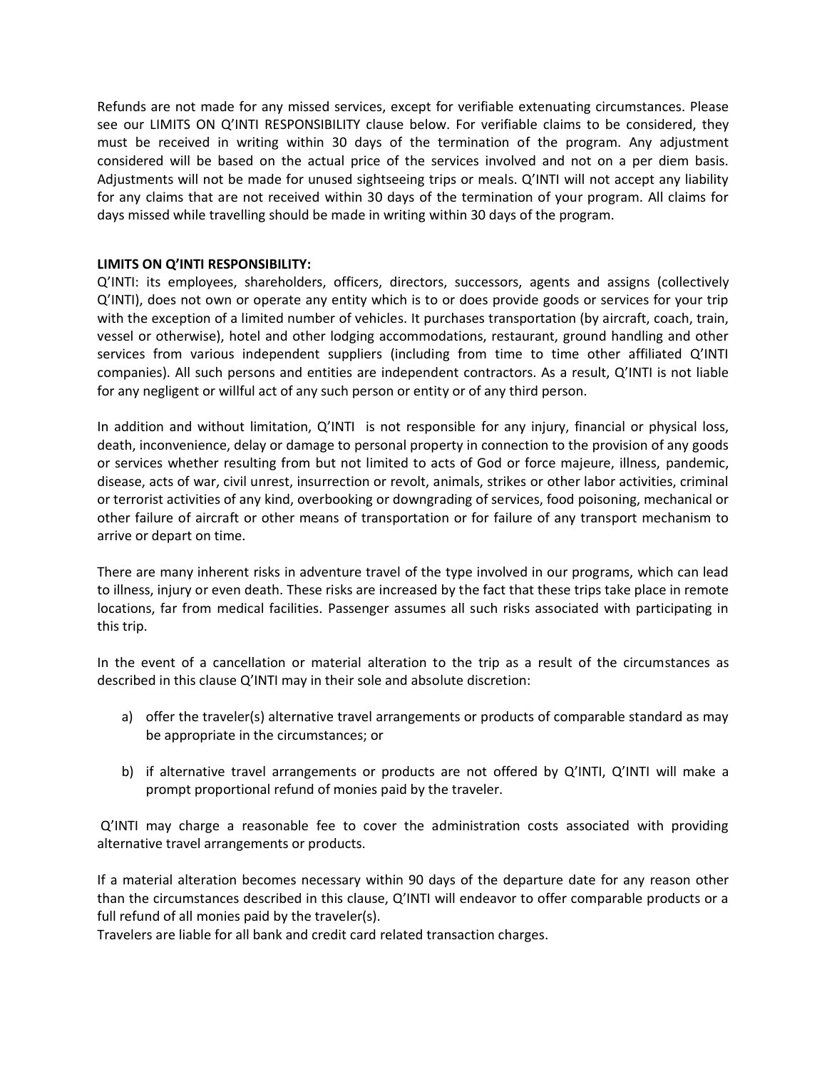Refunds are not made for any missed services, except for verifiable extenuating circumstances. Please see our LIMITS ON Q'INTI RESPONSIBILITY clause below. For verifiable claims to be considered, they must be received in writing within 30 days of the termination of the program. Any adjustment considered will be based on the actual price of the services involved and not on a per diem basis. Adjustments will not be made for unused sightseeing trips or meals. Q'INTI will not accept any liability for any claims that are not received within 30 days of the termination of your program. All claims for days missed while travelling should be made in writing within 30 days of the program.

**LIMITS ON Q'INTI RESPONSIBILITY:**

Q'INTI: its employees, shareholders, officers, directors, successors, agents and assigns (collectively Q'INTI), does not own or operate any entity which is to or does provide goods or services for your trip with the exception of a limited number of vehicles. It purchases transportation (by aircraft, coach, train, vessel or otherwise), hotel and other lodging accommodations, restaurant, ground handling and other services from various independent suppliers (including from time to time other affiliated Q'INTI companies). All such persons and entities are independent contractors. As a result, Q'INTI is not liable for any negligent or willful act of any such person or entity or of any third person.

In addition and without limitation, Q'INTI is not responsible for any injury, financial or physical loss, death, inconvenience, delay or damage to personal property in connection to the provision of any goods or services whether resulting from but not limited to acts of God or force majeure, illness, pandemic, disease, acts of war, civil unrest, insurrection or revolt, animals, strikes or other labor activities, criminal or terrorist activities of any kind, overbooking or downgrading of services, food poisoning, mechanical or other failure of aircraft or other means of transportation or for failure of any transport mechanism to arrive or depart on time.

There are many inherent risks in adventure travel of the type involved in our programs, which can lead to illness, injury or even death. These risks are increased by the fact that these trips take place in remote locations, far from medical facilities. Passenger assumes all such risks associated with participating in this trip.

In the event of a cancellation or material alteration to the trip as a result of the circumstances as described in this clause Q'INTI may in their sole and absolute discretion:

a) offer the traveler(s) alternative travel arrangements or products of comparable standard as may be appropriate in the circumstances; or

b) if alternative travel arrangements or products are not offered by Q'INTI, Q'INTI will make a prompt proportional refund of monies paid by the traveler.

Q'INTI may charge a reasonable fee to cover the administration costs associated with providing alternative travel arrangements or products.

If a material alteration becomes necessary within 90 days of the departure date for any reason other than the circumstances described in this clause, Q'INTI will endeavor to offer comparable products or a full refund of all monies paid by the traveler(s).
Travelers are liable for all bank and credit card related transaction charges.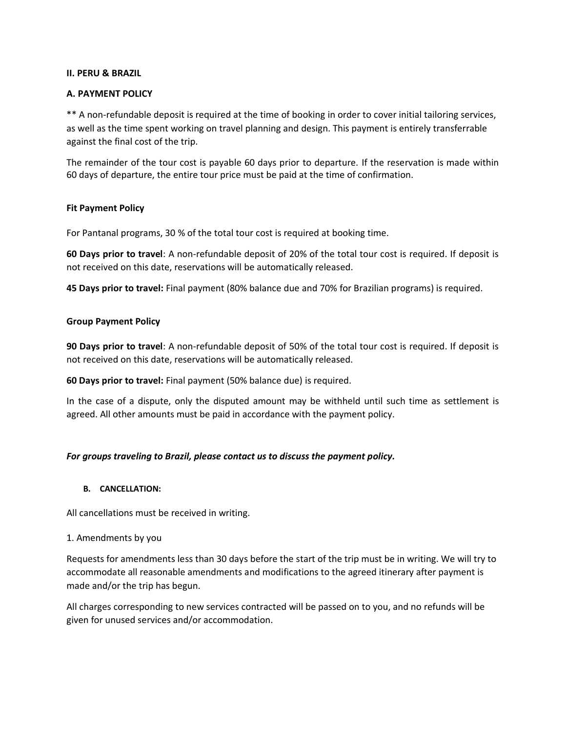## II. PERU & BRAZIL

### A. PAYMENT POLICY

** A non-refundable deposit is required at the time of booking in order to cover initial tailoring services, as well as the time spent working on travel planning and design. This payment is entirely transferrable against the final cost of the trip.

The remainder of the tour cost is payable 60 days prior to departure. If the reservation is made within 60 days of departure, the entire tour price must be paid at the time of confirmation.

#### Fit Payment Policy

For Pantanal programs, 30 % of the total tour cost is required at booking time.

**60 Days prior to travel**: A non-refundable deposit of 20% of the total tour cost is required. If deposit is not received on this date, reservations will be automatically released.

**45 Days prior to travel:** Final payment (80% balance due and 70% for Brazilian programs) is required.

#### Group Payment Policy

**90 Days prior to travel**: A non-refundable deposit of 50% of the total tour cost is required. If deposit is not received on this date, reservations will be automatically released.

**60 Days prior to travel:** Final payment (50% balance due) is required.

In the case of a dispute, only the disputed amount may be withheld until such time as settlement is agreed. All other amounts must be paid in accordance with the payment policy.

***For groups traveling to Brazil, please contact us to discuss the payment policy.***

### B. CANCELLATION:

All cancellations must be received in writing.

1. Amendments by you

Requests for amendments less than 30 days before the start of the trip must be in writing. We will try to accommodate all reasonable amendments and modifications to the agreed itinerary after payment is made and/or the trip has begun.

All charges corresponding to new services contracted will be passed on to you, and no refunds will be given for unused services and/or accommodation.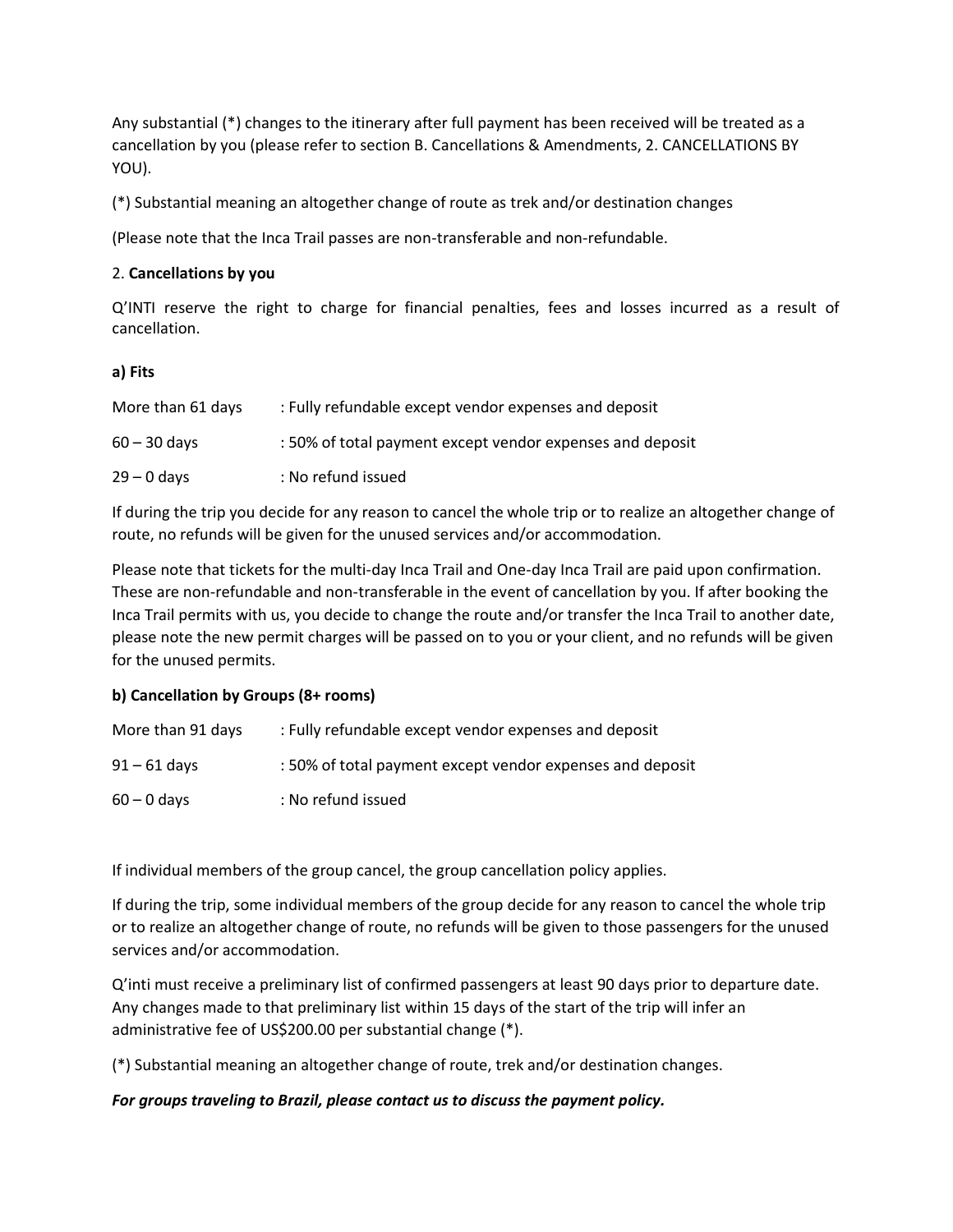Any substantial (*) changes to the itinerary after full payment has been received will be treated as a cancellation by you (please refer to section B. Cancellations & Amendments, 2. CANCELLATIONS BY YOU).

(*) Substantial meaning an altogether change of route as trek and/or destination changes

(Please note that the Inca Trail passes are non-transferable and non-refundable.

2. **Cancellations by you**

Q'INTI reserve the right to charge for financial penalties, fees and losses incurred as a result of cancellation.

**a) Fits**

| | |
|---|---|
| More than 61 days | : Fully refundable except vendor expenses and deposit |
| 60 – 30 days | : 50% of total payment except vendor expenses and deposit |
| 29 – 0 days | : No refund issued |

If during the trip you decide for any reason to cancel the whole trip or to realize an altogether change of route, no refunds will be given for the unused services and/or accommodation.

Please note that tickets for the multi-day Inca Trail and One-day Inca Trail are paid upon confirmation. These are non-refundable and non-transferable in the event of cancellation by you. If after booking the Inca Trail permits with us, you decide to change the route and/or transfer the Inca Trail to another date, please note the new permit charges will be passed on to you or your client, and no refunds will be given for the unused permits.

**b) Cancellation by Groups (8+ rooms)**

| | |
|---|---|
| More than 91 days | : Fully refundable except vendor expenses and deposit |
| 91 – 61 days | : 50% of total payment except vendor expenses and deposit |
| 60 – 0 days | : No refund issued |

If individual members of the group cancel, the group cancellation policy applies.

If during the trip, some individual members of the group decide for any reason to cancel the whole trip or to realize an altogether change of route, no refunds will be given to those passengers for the unused services and/or accommodation.

Q'inti must receive a preliminary list of confirmed passengers at least 90 days prior to departure date. Any changes made to that preliminary list within 15 days of the start of the trip will infer an administrative fee of US$200.00 per substantial change (*).

(*) Substantial meaning an altogether change of route, trek and/or destination changes.

***For groups traveling to Brazil, please contact us to discuss the payment policy.***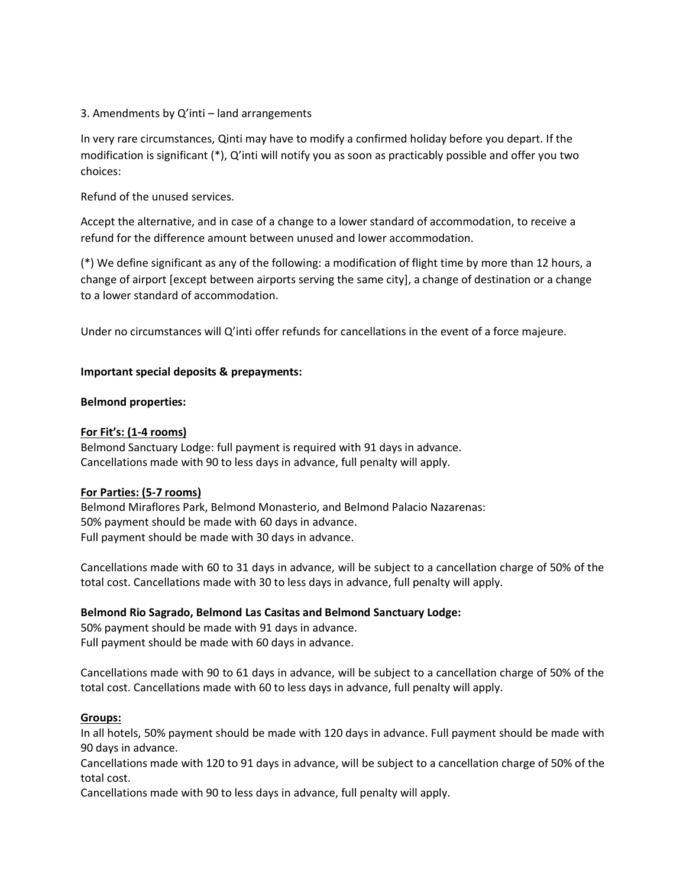3. Amendments by Q'inti – land arrangements

In very rare circumstances, Qinti may have to modify a confirmed holiday before you depart. If the modification is significant (*), Q'inti will notify you as soon as practicably possible and offer you two choices:

Refund of the unused services.

Accept the alternative, and in case of a change to a lower standard of accommodation, to receive a refund for the difference amount between unused and lower accommodation.

(*) We define significant as any of the following: a modification of flight time by more than 12 hours, a change of airport [except between airports serving the same city], a change of destination or a change to a lower standard of accommodation.

Under no circumstances will Q'inti offer refunds for cancellations in the event of a force majeure.

**Important special deposits & prepayments:**

**Belmond properties:**

**<u>For Fit's: (1-4 rooms)</u>**
Belmond Sanctuary Lodge: full payment is required with 91 days in advance.
Cancellations made with 90 to less days in advance, full penalty will apply.

**<u>For Parties: (5-7 rooms)</u>**
Belmond Miraflores Park, Belmond Monasterio, and Belmond Palacio Nazarenas:
50% payment should be made with 60 days in advance.
Full payment should be made with 30 days in advance.

Cancellations made with 60 to 31 days in advance, will be subject to a cancellation charge of 50% of the total cost. Cancellations made with 30 to less days in advance, full penalty will apply.

**Belmond Rio Sagrado, Belmond Las Casitas and Belmond Sanctuary Lodge:**
50% payment should be made with 91 days in advance.
Full payment should be made with 60 days in advance.

Cancellations made with 90 to 61 days in advance, will be subject to a cancellation charge of 50% of the total cost. Cancellations made with 60 to less days in advance, full penalty will apply.

**<u>Groups:</u>**
In all hotels, 50% payment should be made with 120 days in advance. Full payment should be made with 90 days in advance.
Cancellations made with 120 to 91 days in advance, will be subject to a cancellation charge of 50% of the total cost.
Cancellations made with 90 to less days in advance, full penalty will apply.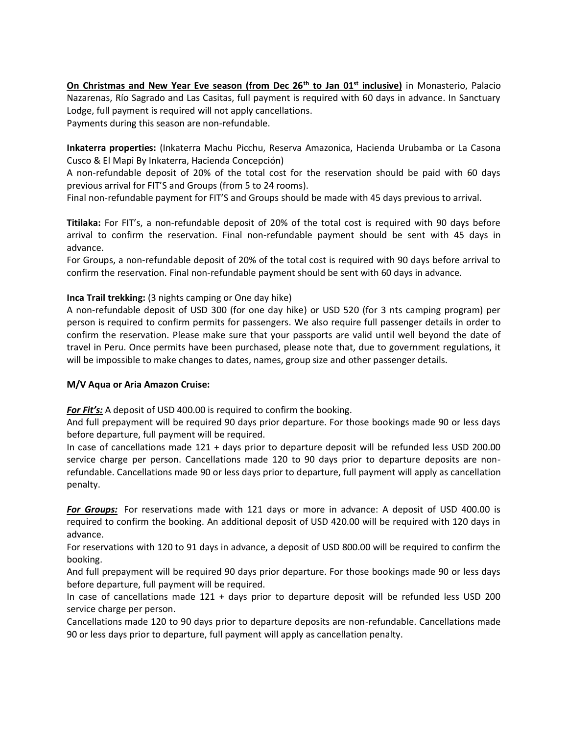**On Christmas and New Year Eve season (from Dec 26th to Jan 01st inclusive)** in Monasterio, Palacio Nazarenas, Río Sagrado and Las Casitas, full payment is required with 60 days in advance. In Sanctuary Lodge, full payment is required will not apply cancellations.
Payments during this season are non-refundable.

**Inkaterra properties:** (Inkaterra Machu Picchu, Reserva Amazonica, Hacienda Urubamba or La Casona Cusco & El Mapi By Inkaterra, Hacienda Concepción)
A non-refundable deposit of 20% of the total cost for the reservation should be paid with 60 days previous arrival for FIT'S and Groups (from 5 to 24 rooms).
Final non-refundable payment for FIT'S and Groups should be made with 45 days previous to arrival.

**Titilaka:** For FIT's, a non-refundable deposit of 20% of the total cost is required with 90 days before arrival to confirm the reservation. Final non-refundable payment should be sent with 45 days in advance.
For Groups, a non-refundable deposit of 20% of the total cost is required with 90 days before arrival to confirm the reservation. Final non-refundable payment should be sent with 60 days in advance.

**Inca Trail trekking:** (3 nights camping or One day hike)
A non-refundable deposit of USD 300 (for one day hike) or USD 520 (for 3 nts camping program) per person is required to confirm permits for passengers. We also require full passenger details in order to confirm the reservation. Please make sure that your passports are valid until well beyond the date of travel in Peru. Once permits have been purchased, please note that, due to government regulations, it will be impossible to make changes to dates, names, group size and other passenger details.

**M/V Aqua or Aria Amazon Cruise:**

***For Fit's:*** A deposit of USD 400.00 is required to confirm the booking.
And full prepayment will be required 90 days prior departure. For those bookings made 90 or less days before departure, full payment will be required.
In case of cancellations made 121 + days prior to departure deposit will be refunded less USD 200.00 service charge per person. Cancellations made 120 to 90 days prior to departure deposits are non-refundable. Cancellations made 90 or less days prior to departure, full payment will apply as cancellation penalty.

***For Groups:*** For reservations made with 121 days or more in advance: A deposit of USD 400.00 is required to confirm the booking. An additional deposit of USD 420.00 will be required with 120 days in advance.
For reservations with 120 to 91 days in advance, a deposit of USD 800.00 will be required to confirm the booking.
And full prepayment will be required 90 days prior departure. For those bookings made 90 or less days before departure, full payment will be required.
In case of cancellations made 121 + days prior to departure deposit will be refunded less USD 200 service charge per person.
Cancellations made 120 to 90 days prior to departure deposits are non-refundable. Cancellations made 90 or less days prior to departure, full payment will apply as cancellation penalty.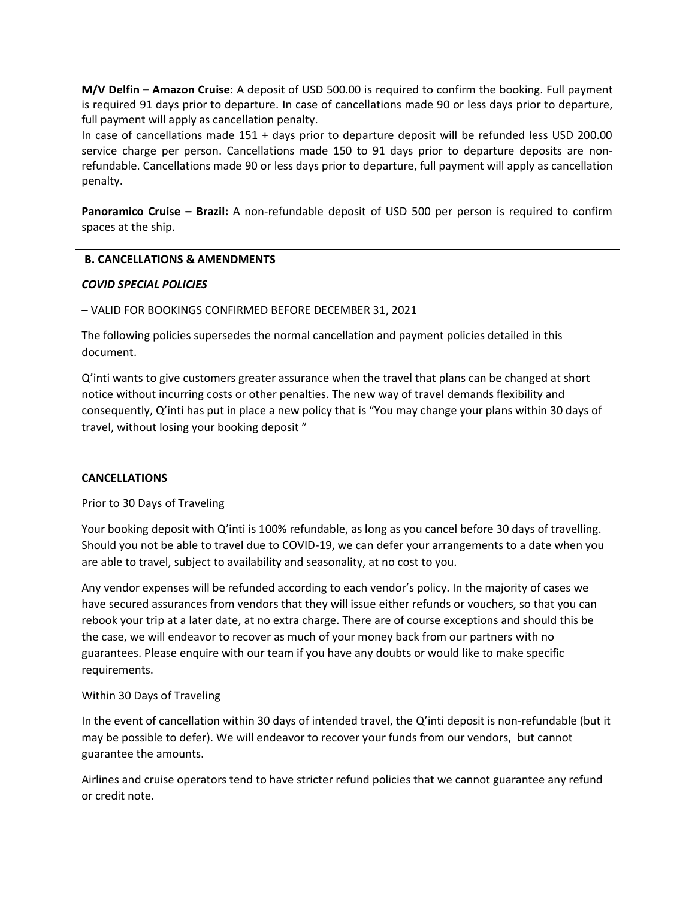**M/V Delfin – Amazon Cruise**: A deposit of USD 500.00 is required to confirm the booking. Full payment is required 91 days prior to departure. In case of cancellations made 90 or less days prior to departure, full payment will apply as cancellation penalty.

In case of cancellations made 151 + days prior to departure deposit will be refunded less USD 200.00 service charge per person. Cancellations made 150 to 91 days prior to departure deposits are non-refundable. Cancellations made 90 or less days prior to departure, full payment will apply as cancellation penalty.

**Panoramico Cruise – Brazil:** A non-refundable deposit of USD 500 per person is required to confirm spaces at the ship.

## B. CANCELLATIONS & AMENDMENTS

***COVID SPECIAL POLICIES***

– VALID FOR BOOKINGS CONFIRMED BEFORE DECEMBER 31, 2021

The following policies supersedes the normal cancellation and payment policies detailed in this document.

Q'inti wants to give customers greater assurance when the travel that plans can be changed at short notice without incurring costs or other penalties. The new way of travel demands flexibility and consequently, Q'inti has put in place a new policy that is "You may change your plans within 30 days of travel, without losing your booking deposit "

**CANCELLATIONS**

Prior to 30 Days of Traveling

Your booking deposit with Q'inti is 100% refundable, as long as you cancel before 30 days of travelling. Should you not be able to travel due to COVID-19, we can defer your arrangements to a date when you are able to travel, subject to availability and seasonality, at no cost to you.

Any vendor expenses will be refunded according to each vendor's policy. In the majority of cases we have secured assurances from vendors that they will issue either refunds or vouchers, so that you can rebook your trip at a later date, at no extra charge. There are of course exceptions and should this be the case, we will endeavor to recover as much of your money back from our partners with no guarantees. Please enquire with our team if you have any doubts or would like to make specific requirements.

Within 30 Days of Traveling

In the event of cancellation within 30 days of intended travel, the Q'inti deposit is non-refundable (but it may be possible to defer). We will endeavor to recover your funds from our vendors, but cannot guarantee the amounts.

Airlines and cruise operators tend to have stricter refund policies that we cannot guarantee any refund or credit note.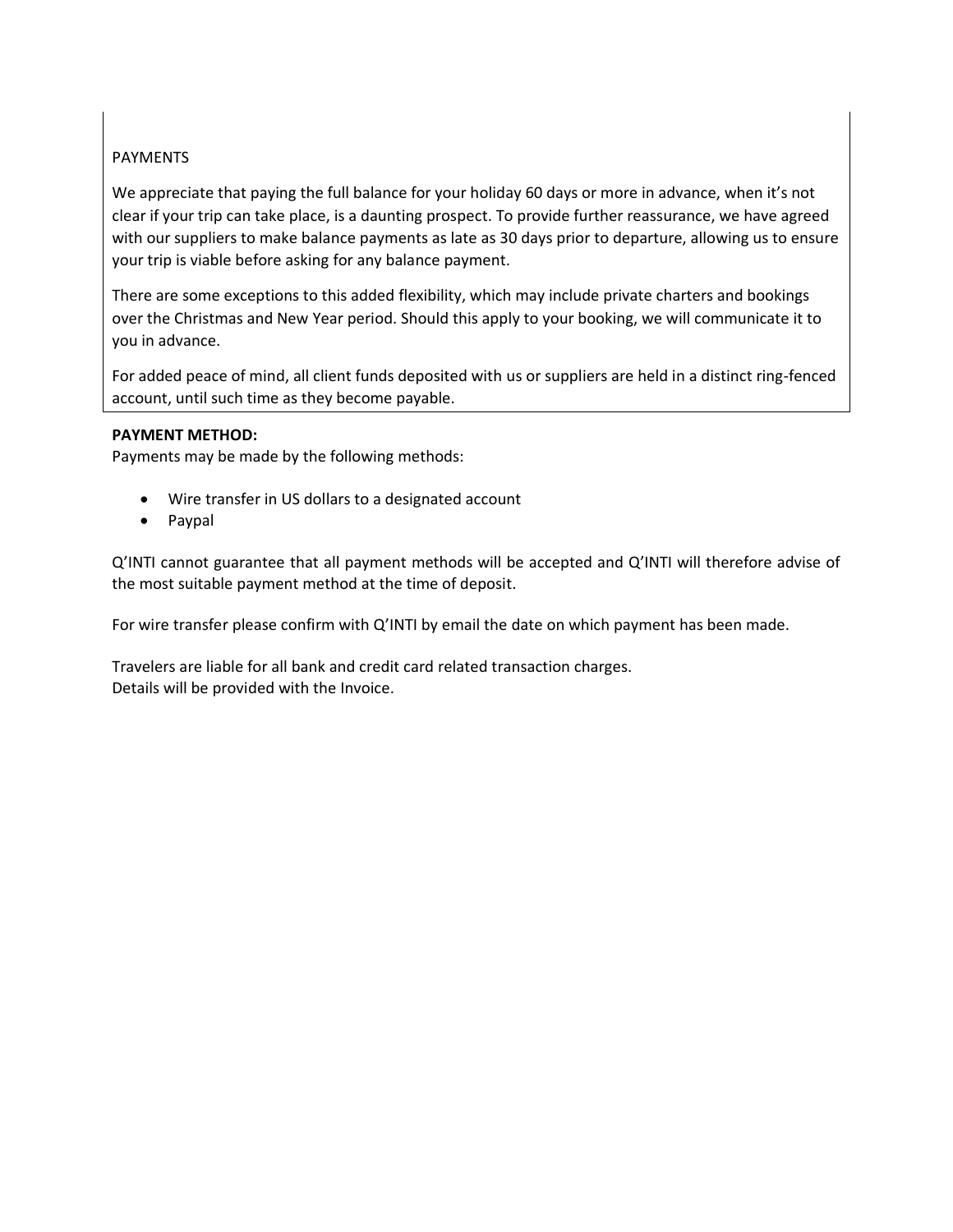PAYMENTS

We appreciate that paying the full balance for your holiday 60 days or more in advance, when it's not clear if your trip can take place, is a daunting prospect. To provide further reassurance, we have agreed with our suppliers to make balance payments as late as 30 days prior to departure, allowing us to ensure your trip is viable before asking for any balance payment.

There are some exceptions to this added flexibility, which may include private charters and bookings over the Christmas and New Year period. Should this apply to your booking, we will communicate it to you in advance.

For added peace of mind, all client funds deposited with us or suppliers are held in a distinct ring-fenced account, until such time as they become payable.

**PAYMENT METHOD:**
Payments may be made by the following methods:

- Wire transfer in US dollars to a designated account
- Paypal

Q'INTI cannot guarantee that all payment methods will be accepted and Q'INTI will therefore advise of the most suitable payment method at the time of deposit.

For wire transfer please confirm with Q'INTI by email the date on which payment has been made.

Travelers are liable for all bank and credit card related transaction charges.
Details will be provided with the Invoice.